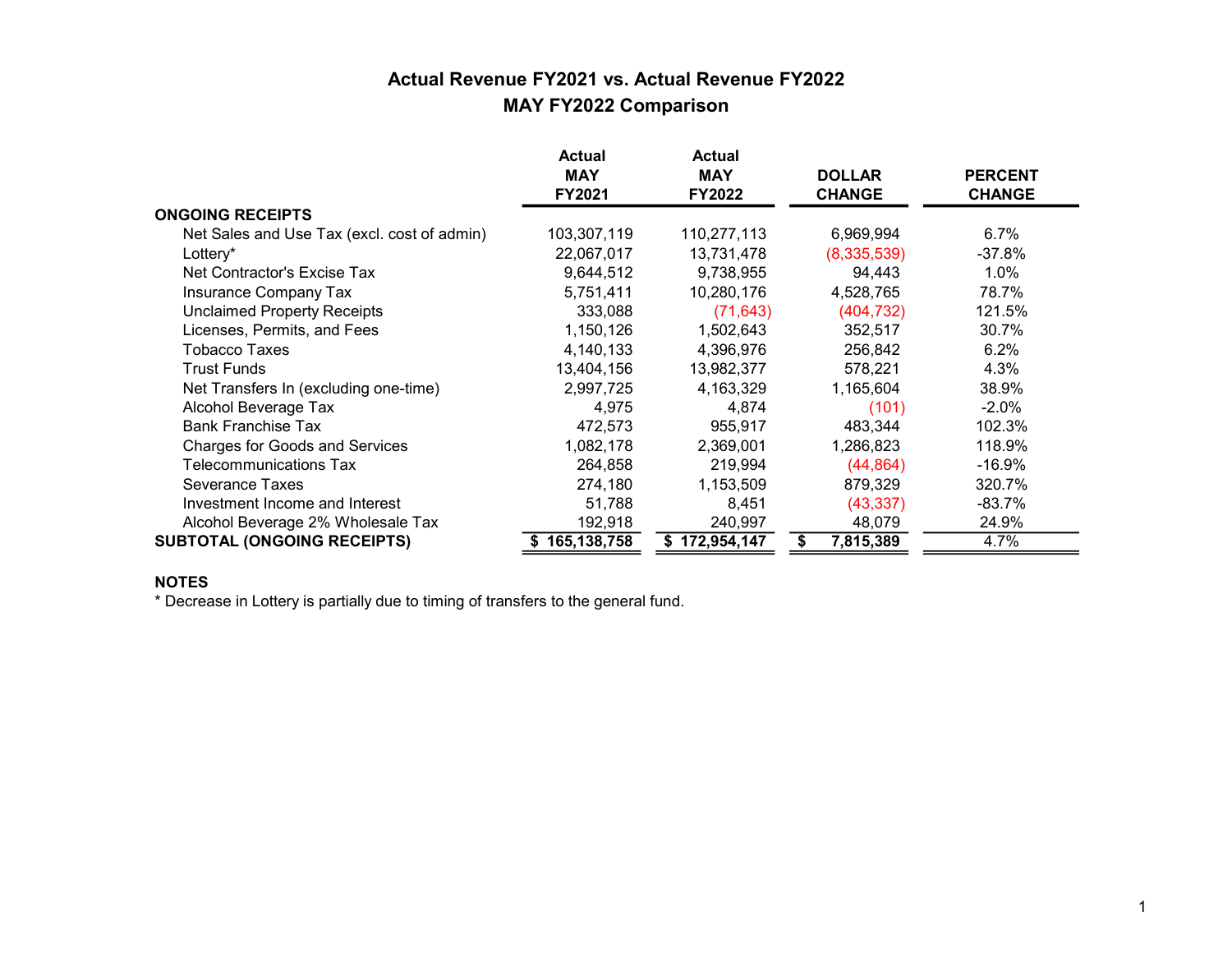# Actual Revenue FY2021 vs. Actual Revenue FY2022

## MAY FY2022 Comparison

| | Actual MAY FY2021 | Actual MAY FY2022 | DOLLAR CHANGE | PERCENT CHANGE |
|---|---|---|---|---|
| **ONGOING RECEIPTS** | | | | |
| Net Sales and Use Tax (excl. cost of admin) | 103,307,119 | 110,277,113 | 6,969,994 | 6.7% |
| Lottery* | 22,067,017 | 13,731,478 | (8,335,539) | -37.8% |
| Net Contractor's Excise Tax | 9,644,512 | 9,738,955 | 94,443 | 1.0% |
| Insurance Company Tax | 5,751,411 | 10,280,176 | 4,528,765 | 78.7% |
| Unclaimed Property Receipts | 333,088 | (71,643) | (404,732) | 121.5% |
| Licenses, Permits, and Fees | 1,150,126 | 1,502,643 | 352,517 | 30.7% |
| Tobacco Taxes | 4,140,133 | 4,396,976 | 256,842 | 6.2% |
| Trust Funds | 13,404,156 | 13,982,377 | 578,221 | 4.3% |
| Net Transfers In (excluding one-time) | 2,997,725 | 4,163,329 | 1,165,604 | 38.9% |
| Alcohol Beverage Tax | 4,975 | 4,874 | (101) | -2.0% |
| Bank Franchise Tax | 472,573 | 955,917 | 483,344 | 102.3% |
| Charges for Goods and Services | 1,082,178 | 2,369,001 | 1,286,823 | 118.9% |
| Telecommunications Tax | 264,858 | 219,994 | (44,864) | -16.9% |
| Severance Taxes | 274,180 | 1,153,509 | 879,329 | 320.7% |
| Investment Income and Interest | 51,788 | 8,451 | (43,337) | -83.7% |
| Alcohol Beverage 2% Wholesale Tax | 192,918 | 240,997 | 48,079 | 24.9% |
| **SUBTOTAL (ONGOING RECEIPTS)** | **$ 165,138,758** | **$ 172,954,147** | **$ 7,815,389** | 4.7% |

**NOTES**

* Decrease in Lottery is partially due to timing of transfers to the general fund.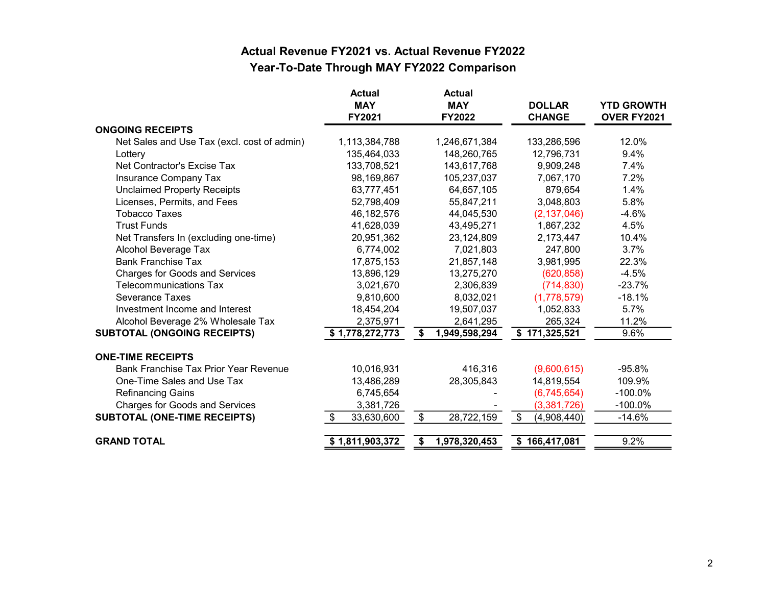## Actual Revenue FY2021 vs. Actual Revenue FY2022

## Year-To-Date Through MAY FY2022 Comparison

| | Actual MAY FY2021 | Actual MAY FY2022 | DOLLAR CHANGE | YTD GROWTH OVER FY2021 |
|---|---|---|---|---|
| **ONGOING RECEIPTS** | | | | |
| Net Sales and Use Tax (excl. cost of admin) | 1,113,384,788 | 1,246,671,384 | 133,286,596 | 12.0% |
| Lottery | 135,464,033 | 148,260,765 | 12,796,731 | 9.4% |
| Net Contractor's Excise Tax | 133,708,521 | 143,617,768 | 9,909,248 | 7.4% |
| Insurance Company Tax | 98,169,867 | 105,237,037 | 7,067,170 | 7.2% |
| Unclaimed Property Receipts | 63,777,451 | 64,657,105 | 879,654 | 1.4% |
| Licenses, Permits, and Fees | 52,798,409 | 55,847,211 | 3,048,803 | 5.8% |
| Tobacco Taxes | 46,182,576 | 44,045,530 | (2,137,046) | -4.6% |
| Trust Funds | 41,628,039 | 43,495,271 | 1,867,232 | 4.5% |
| Net Transfers In (excluding one-time) | 20,951,362 | 23,124,809 | 2,173,447 | 10.4% |
| Alcohol Beverage Tax | 6,774,002 | 7,021,803 | 247,800 | 3.7% |
| Bank Franchise Tax | 17,875,153 | 21,857,148 | 3,981,995 | 22.3% |
| Charges for Goods and Services | 13,896,129 | 13,275,270 | (620,858) | -4.5% |
| Telecommunications Tax | 3,021,670 | 2,306,839 | (714,830) | -23.7% |
| Severance Taxes | 9,810,600 | 8,032,021 | (1,778,579) | -18.1% |
| Investment Income and Interest | 18,454,204 | 19,507,037 | 1,052,833 | 5.7% |
| Alcohol Beverage 2% Wholesale Tax | 2,375,971 | 2,641,295 | 265,324 | 11.2% |
| **SUBTOTAL (ONGOING RECEIPTS)** | **$ 1,778,272,773** | **$ 1,949,598,294** | **$ 171,325,521** | 9.6% |
| | | | | |
| **ONE-TIME RECEIPTS** | | | | |
| Bank Franchise Tax Prior Year Revenue | 10,016,931 | 416,316 | (9,600,615) | -95.8% |
| One-Time Sales and Use Tax | 13,486,289 | 28,305,843 | 14,819,554 | 109.9% |
| Refinancing Gains | 6,745,654 | - | (6,745,654) | -100.0% |
| Charges for Goods and Services | 3,381,726 | - | (3,381,726) | -100.0% |
| **SUBTOTAL (ONE-TIME RECEIPTS)** | $ 33,630,600 | $ 28,722,159 | $ (4,908,440) | -14.6% |
| | | | | |
| **GRAND TOTAL** | **$ 1,811,903,372** | **$ 1,978,320,453** | **$ 166,417,081** | 9.2% |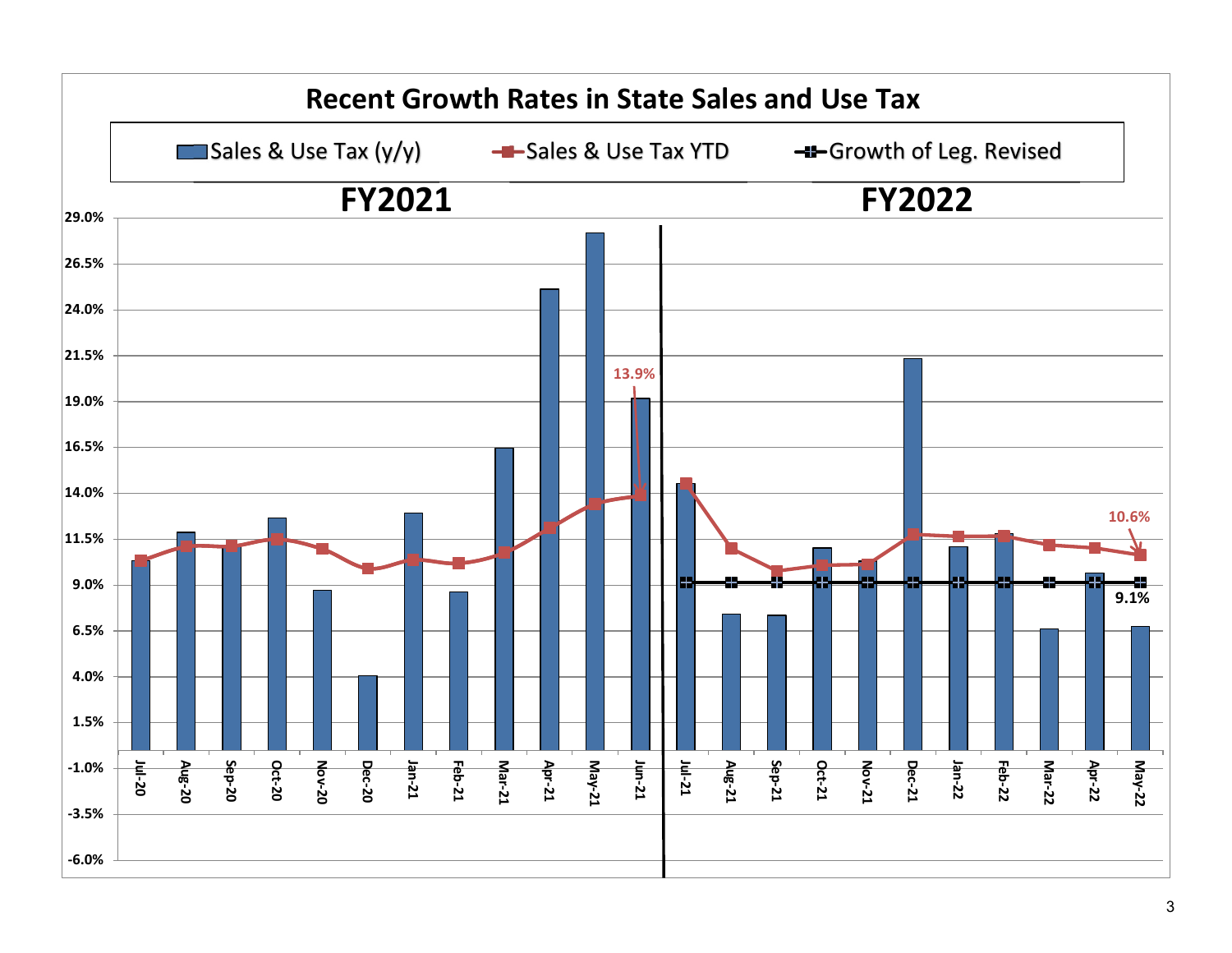# Recent Growth Rates in State Sales and Use Tax

Sales & Use Tax (y/y) | Sales & Use Tax YTD | Growth of Leg. Revised

**FY2021** | **FY2022**

13.9%

10.6%

9.1%

29.0%
26.5%
24.0%
21.5%
19.0%
16.5%
14.0%
11.5%
9.0%
6.5%
4.0%
1.5%
-1.0%
-3.5%
-6.0%

Jul-20 Aug-20 Sep-20 Oct-20 Nov-20 Dec-20 Jan-21 Feb-21 Mar-21 Apr-21 May-21 Jun-21 Jul-21 Aug-21 Sep-21 Oct-21 Nov-21 Dec-21 Jan-22 Feb-22 Mar-22 Apr-22 May-22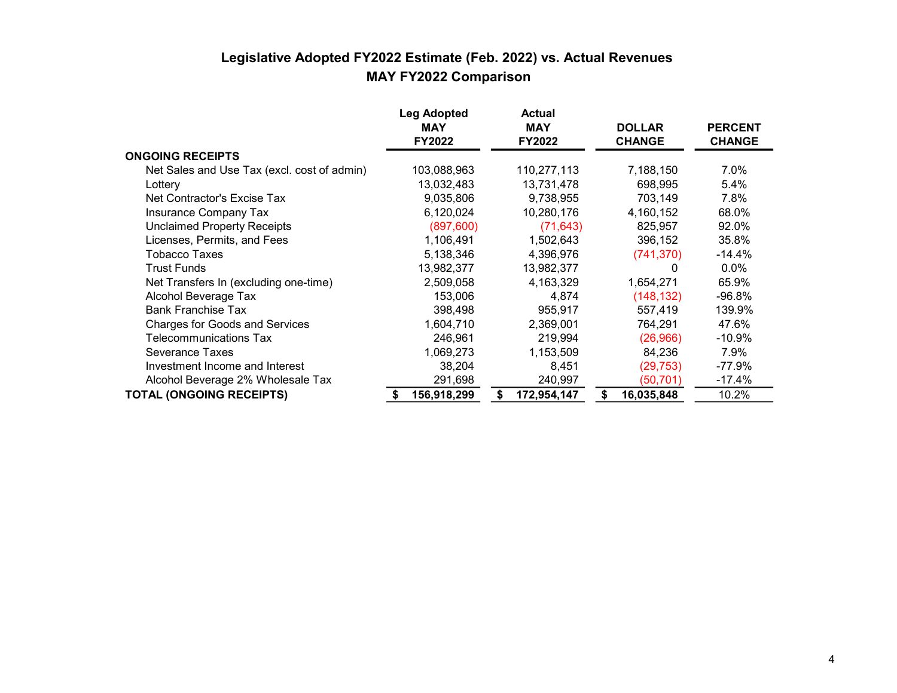## Legislative Adopted FY2022 Estimate (Feb. 2022) vs. Actual Revenues
## MAY FY2022 Comparison

| | Leg Adopted MAY FY2022 | Actual MAY FY2022 | DOLLAR CHANGE | PERCENT CHANGE |
|---|---|---|---|---|
| **ONGOING RECEIPTS** | | | | |
| Net Sales and Use Tax (excl. cost of admin) | 103,088,963 | 110,277,113 | 7,188,150 | 7.0% |
| Lottery | 13,032,483 | 13,731,478 | 698,995 | 5.4% |
| Net Contractor's Excise Tax | 9,035,806 | 9,738,955 | 703,149 | 7.8% |
| Insurance Company Tax | 6,120,024 | 10,280,176 | 4,160,152 | 68.0% |
| Unclaimed Property Receipts | (897,600) | (71,643) | 825,957 | 92.0% |
| Licenses, Permits, and Fees | 1,106,491 | 1,502,643 | 396,152 | 35.8% |
| Tobacco Taxes | 5,138,346 | 4,396,976 | (741,370) | -14.4% |
| Trust Funds | 13,982,377 | 13,982,377 | 0 | 0.0% |
| Net Transfers In (excluding one-time) | 2,509,058 | 4,163,329 | 1,654,271 | 65.9% |
| Alcohol Beverage Tax | 153,006 | 4,874 | (148,132) | -96.8% |
| Bank Franchise Tax | 398,498 | 955,917 | 557,419 | 139.9% |
| Charges for Goods and Services | 1,604,710 | 2,369,001 | 764,291 | 47.6% |
| Telecommunications Tax | 246,961 | 219,994 | (26,966) | -10.9% |
| Severance Taxes | 1,069,273 | 1,153,509 | 84,236 | 7.9% |
| Investment Income and Interest | 38,204 | 8,451 | (29,753) | -77.9% |
| Alcohol Beverage 2% Wholesale Tax | 291,698 | 240,997 | (50,701) | -17.4% |
| **TOTAL (ONGOING RECEIPTS)** | **$ 156,918,299** | **$ 172,954,147** | **$ 16,035,848** | 10.2% |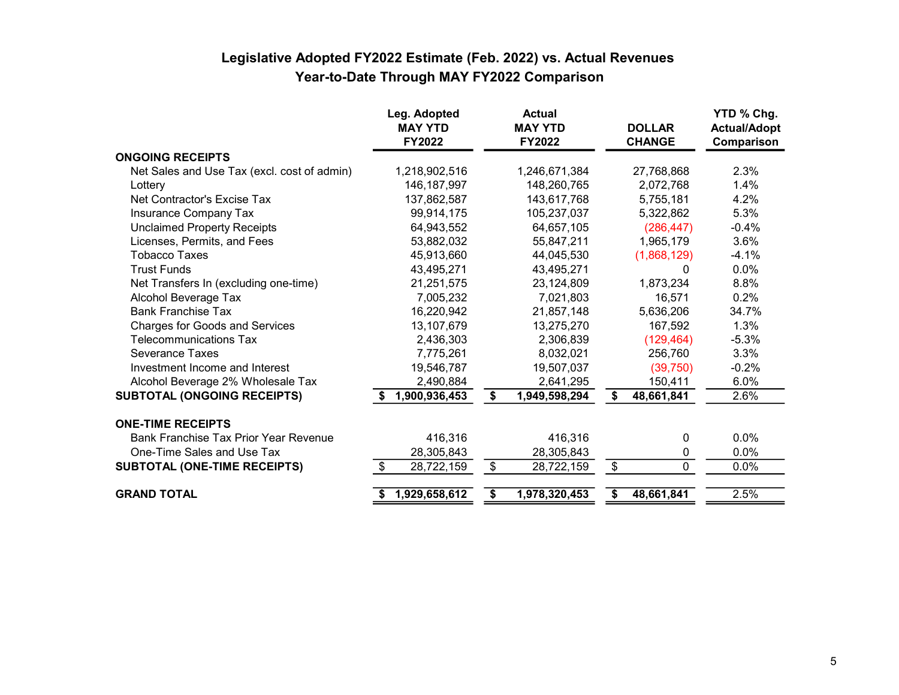## Legislative Adopted FY2022 Estimate (Feb. 2022) vs. Actual Revenues
## Year-to-Date Through MAY FY2022 Comparison

| | Leg. Adopted MAY YTD FY2022 | Actual MAY YTD FY2022 | DOLLAR CHANGE | YTD % Chg. Actual/Adopt Comparison |
|---|---|---|---|---|
| **ONGOING RECEIPTS** | | | | |
| Net Sales and Use Tax (excl. cost of admin) | 1,218,902,516 | 1,246,671,384 | 27,768,868 | 2.3% |
| Lottery | 146,187,997 | 148,260,765 | 2,072,768 | 1.4% |
| Net Contractor's Excise Tax | 137,862,587 | 143,617,768 | 5,755,181 | 4.2% |
| Insurance Company Tax | 99,914,175 | 105,237,037 | 5,322,862 | 5.3% |
| Unclaimed Property Receipts | 64,943,552 | 64,657,105 | (286,447) | -0.4% |
| Licenses, Permits, and Fees | 53,882,032 | 55,847,211 | 1,965,179 | 3.6% |
| Tobacco Taxes | 45,913,660 | 44,045,530 | (1,868,129) | -4.1% |
| Trust Funds | 43,495,271 | 43,495,271 | 0 | 0.0% |
| Net Transfers In (excluding one-time) | 21,251,575 | 23,124,809 | 1,873,234 | 8.8% |
| Alcohol Beverage Tax | 7,005,232 | 7,021,803 | 16,571 | 0.2% |
| Bank Franchise Tax | 16,220,942 | 21,857,148 | 5,636,206 | 34.7% |
| Charges for Goods and Services | 13,107,679 | 13,275,270 | 167,592 | 1.3% |
| Telecommunications Tax | 2,436,303 | 2,306,839 | (129,464) | -5.3% |
| Severance Taxes | 7,775,261 | 8,032,021 | 256,760 | 3.3% |
| Investment Income and Interest | 19,546,787 | 19,507,037 | (39,750) | -0.2% |
| Alcohol Beverage 2% Wholesale Tax | 2,490,884 | 2,641,295 | 150,411 | 6.0% |
| **SUBTOTAL (ONGOING RECEIPTS)** | **$ 1,900,936,453** | **$ 1,949,598,294** | **$ 48,661,841** | 2.6% |
| **ONE-TIME RECEIPTS** | | | | |
| Bank Franchise Tax Prior Year Revenue | 416,316 | 416,316 | 0 | 0.0% |
| One-Time Sales and Use Tax | 28,305,843 | 28,305,843 | 0 | 0.0% |
| **SUBTOTAL (ONE-TIME RECEIPTS)** | $ 28,722,159 | $ 28,722,159 | $ 0 | 0.0% |
| **GRAND TOTAL** | **$ 1,929,658,612** | **$ 1,978,320,453** | **$ 48,661,841** | 2.5% |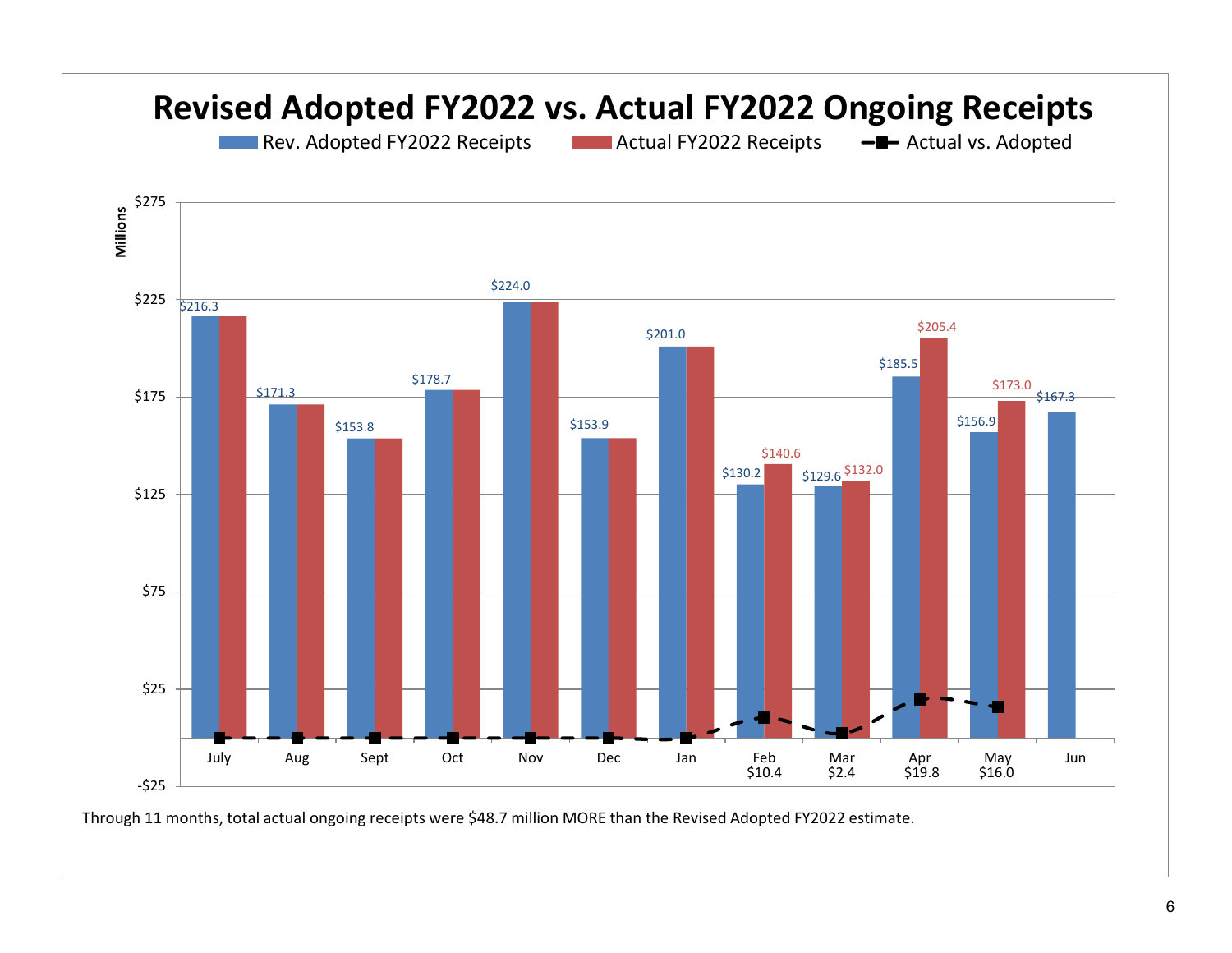# Revised Adopted FY2022 vs. Actual FY2022 Ongoing Receipts

Rev. Adopted FY2022 Receipts
Actual FY2022 Receipts
Actual vs. Adopted

Millions

$275
$225
$175
$125
$75
$25
-$25

$216.3
$171.3
$153.8
$178.7
$224.0
$153.9
$201.0
$130.2
$140.6
$129.6
$132.0
$185.5
$205.4
$156.9
$173.0
$167.3

July
Aug
Sept
Oct
Nov
Dec
Jan
Feb $10.4
Mar $2.4
Apr $19.8
May $16.0
Jun

Through 11 months, total actual ongoing receipts were $48.7 million MORE than the Revised Adopted FY2022 estimate.